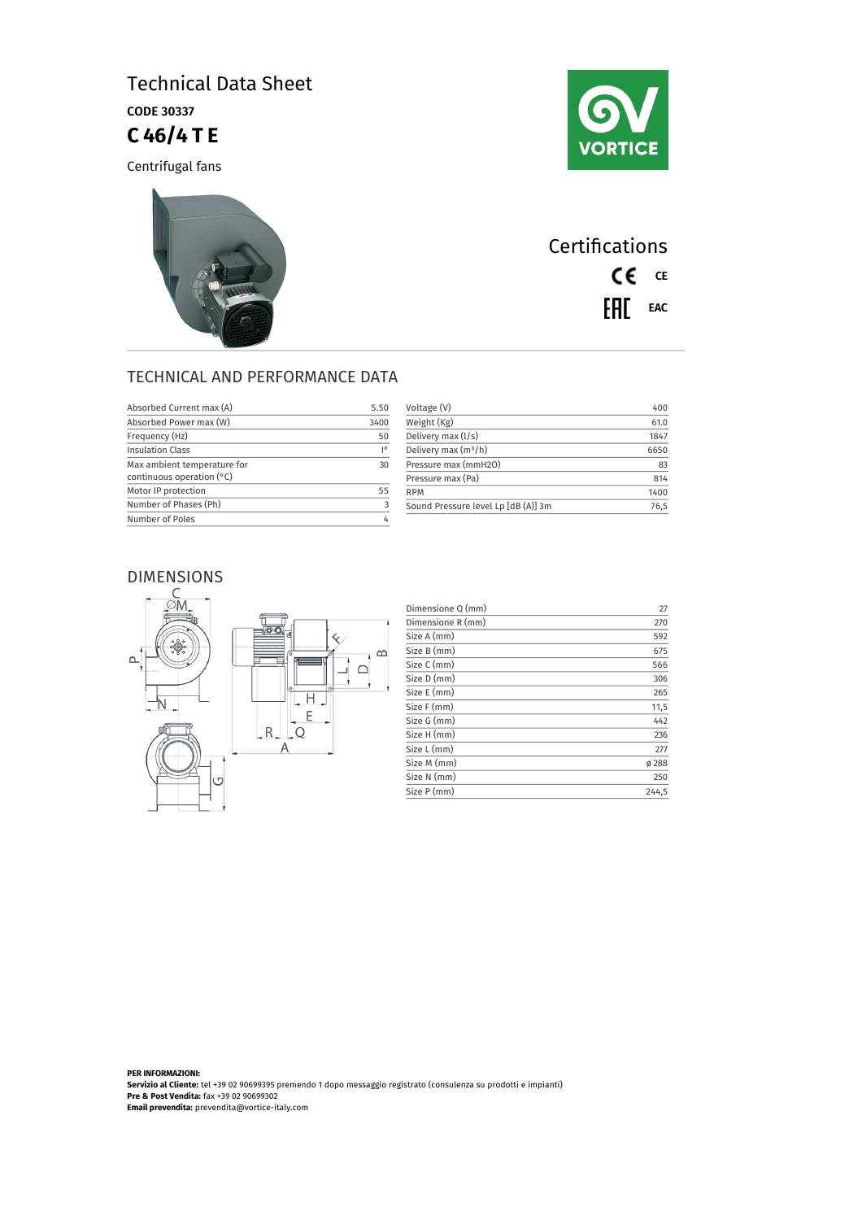# Technical Data Sheet

**CODE 30337**

## C 46/4 T E

Centrifugal fans

## Certifications

CE **CE**

EAC **EAC**

## TECHNICAL AND PERFORMANCE DATA

| Parameter | Value |
|---|---|
| Absorbed Current max (A) | 5.50 |
| Absorbed Power max (W) | 3400 |
| Frequency (Hz) | 50 |
| Insulation Class | I° |
| Max ambient temperature for continuous operation (°C) | 30 |
| Motor IP protection | 55 |
| Number of Phases (Ph) | 3 |
| Number of Poles | 4 |

| Parameter | Value |
|---|---|
| Voltage (V) | 400 |
| Weight (Kg) | 61.0 |
| Delivery max (l/s) | 1847 |
| Delivery max (m³/h) | 6650 |
| Pressure max (mmH2O) | 83 |
| Pressure max (Pa) | 814 |
| RPM | 1400 |
| Sound Pressure level Lp [dB (A)] 3m | 76,5 |

## DIMENSIONS

| Dimension | Value |
|---|---|
| Dimensione Q (mm) | 27 |
| Dimensione R (mm) | 270 |
| Size A (mm) | 592 |
| Size B (mm) | 675 |
| Size C (mm) | 566 |
| Size D (mm) | 306 |
| Size E (mm) | 265 |
| Size F (mm) | 11,5 |
| Size G (mm) | 442 |
| Size H (mm) | 236 |
| Size L (mm) | 277 |
| Size M (mm) | ø 288 |
| Size N (mm) | 250 |
| Size P (mm) | 244,5 |

**PER INFORMAZIONI:**
**Servizio al Cliente:** tel +39 02 90699395 premendo 1 dopo messaggio registrato (consulenza su prodotti e impianti)
**Pre & Post Vendita:** fax +39 02 90699302
**Email prevendita:** prevendita@vortice-italy.com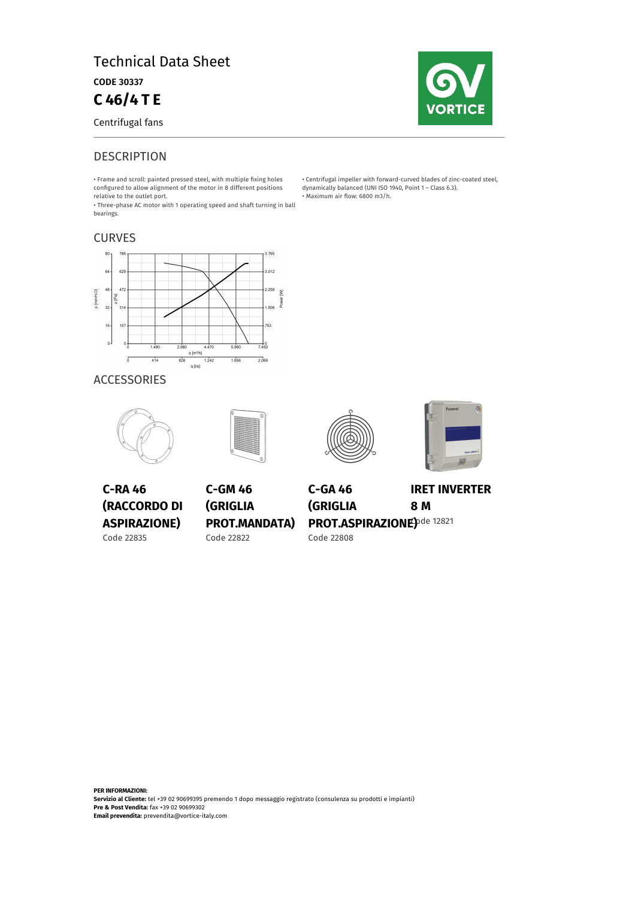Technical Data Sheet

**CODE 30337**

# C 46/4 T E

Centrifugal fans

## DESCRIPTION

• Frame and scroll: painted pressed steel, with multiple fixing holes configured to allow alignment of the motor in 8 different positions relative to the outlet port.
• Three-phase AC motor with 1 operating speed and shaft turning in ball bearings.

• Centrifugal impeller with forward-curved blades of zinc-coated steel, dynamically balanced (UNI ISO 1940, Point 1 – Class 6.3).
• Maximum air flow: 6800 m3/h.

## CURVES

p [mmH₂O]: 0, 16, 32, 48, 64, 80
p [Pa]: 0, 157, 314, 472, 629, 786
Power [W]: 0, 753, 1.506, 2.259, 3.012, 3.765
q [m³/h]: 0, 1.490, 2.980, 4.470, 5.960, 7.450
q [l/s]: 0, 414, 828, 1.242, 1.656, 2.069

## ACCESSORIES

**C-RA 46 (RACCORDO DI ASPIRAZIONE)**
Code 22835

**C-GM 46 (GRIGLIA PROT.MANDATA)**
Code 22822

**C-GA 46 (GRIGLIA PROT.ASPIRAZIONE)**
Code 22808

**IRET INVERTER 8 M**
Code 12821

**PER INFORMAZIONI:**
**Servizio al Cliente:** tel +39 02 90699395 premendo 1 dopo messaggio registrato (consulenza su prodotti e impianti)
**Pre & Post Vendita:** fax +39 02 90699302
**Email prevendita:** prevendita@vortice-italy.com